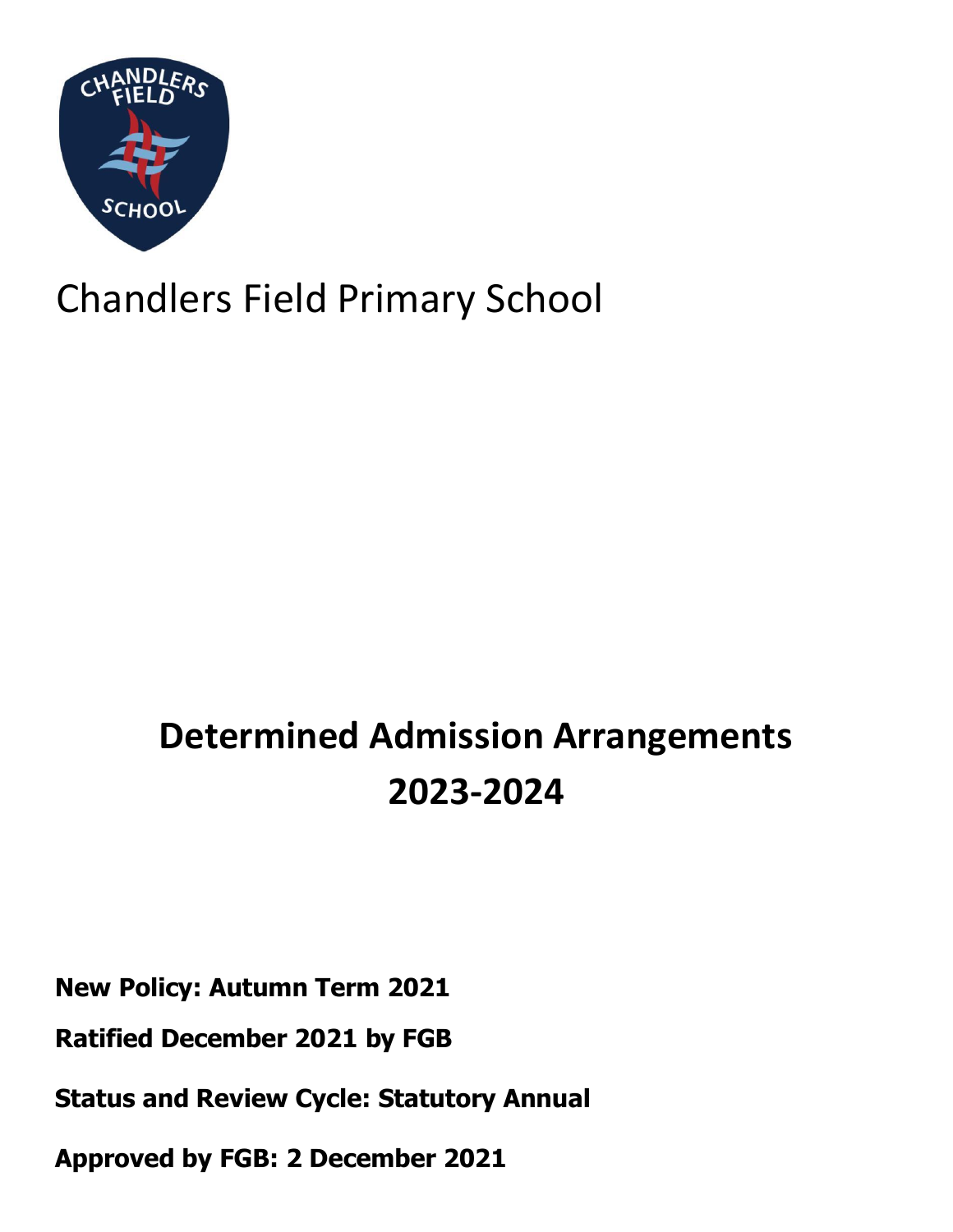Chandlers Field Primary School

# Determined Admission Arrangements 2023-2024

**New Policy: Autumn Term 2021**

**Ratified December 2021 by FGB**

**Status and Review Cycle: Statutory Annual**

**Approved by FGB: 2 December 2021**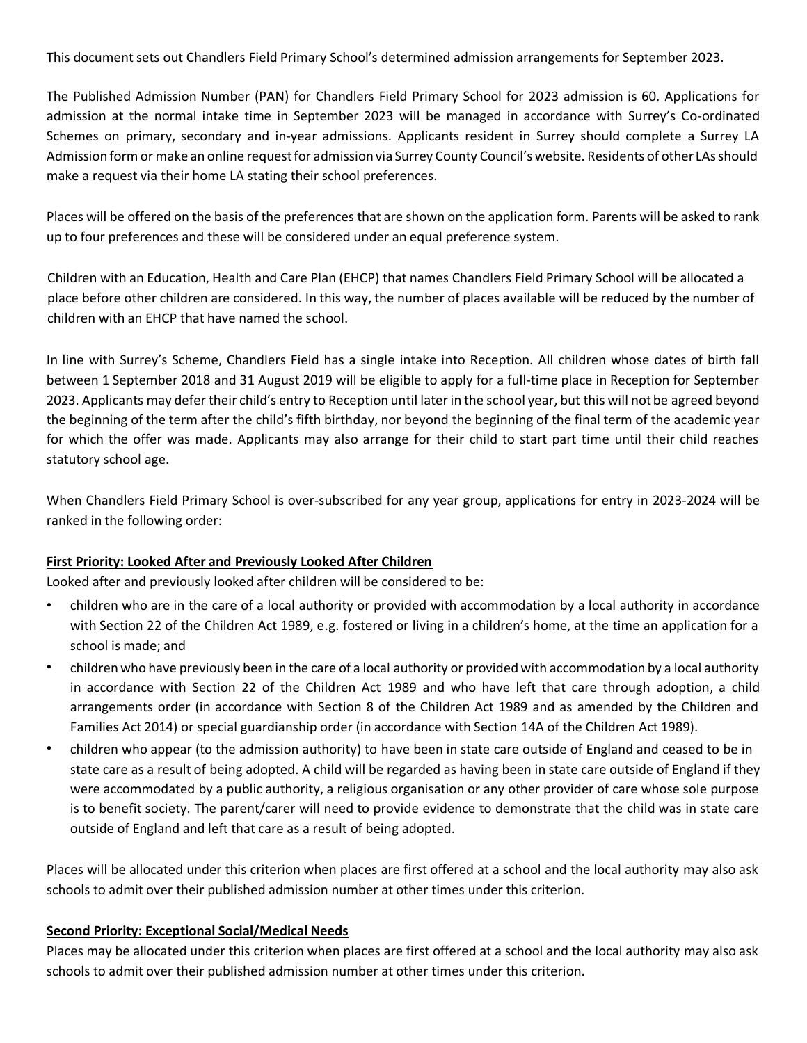This document sets out Chandlers Field Primary School's determined admission arrangements for September 2023.

The Published Admission Number (PAN) for Chandlers Field Primary School for 2023 admission is 60. Applications for admission at the normal intake time in September 2023 will be managed in accordance with Surrey's Co-ordinated Schemes on primary, secondary and in-year admissions. Applicants resident in Surrey should complete a Surrey LA Admission form or make an online request for admission via Surrey County Council's website. Residents of other LAs should make a request via their home LA stating their school preferences.

Places will be offered on the basis of the preferences that are shown on the application form. Parents will be asked to rank up to four preferences and these will be considered under an equal preference system.

Children with an Education, Health and Care Plan (EHCP) that names Chandlers Field Primary School will be allocated a place before other children are considered. In this way, the number of places available will be reduced by the number of children with an EHCP that have named the school.

In line with Surrey's Scheme, Chandlers Field has a single intake into Reception. All children whose dates of birth fall between 1 September 2018 and 31 August 2019 will be eligible to apply for a full-time place in Reception for September 2023. Applicants may defer their child's entry to Reception until later in the school year, but this will not be agreed beyond the beginning of the term after the child's fifth birthday, nor beyond the beginning of the final term of the academic year for which the offer was made. Applicants may also arrange for their child to start part time until their child reaches statutory school age.

When Chandlers Field Primary School is over-subscribed for any year group, applications for entry in 2023-2024 will be ranked in the following order:

**First Priority: Looked After and Previously Looked After Children**

Looked after and previously looked after children will be considered to be:

- children who are in the care of a local authority or provided with accommodation by a local authority in accordance with Section 22 of the Children Act 1989, e.g. fostered or living in a children's home, at the time an application for a school is made; and
- children who have previously been in the care of a local authority or provided with accommodation by a local authority in accordance with Section 22 of the Children Act 1989 and who have left that care through adoption, a child arrangements order (in accordance with Section 8 of the Children Act 1989 and as amended by the Children and Families Act 2014) or special guardianship order (in accordance with Section 14A of the Children Act 1989).
- children who appear (to the admission authority) to have been in state care outside of England and ceased to be in state care as a result of being adopted. A child will be regarded as having been in state care outside of England if they were accommodated by a public authority, a religious organisation or any other provider of care whose sole purpose is to benefit society. The parent/carer will need to provide evidence to demonstrate that the child was in state care outside of England and left that care as a result of being adopted.

Places will be allocated under this criterion when places are first offered at a school and the local authority may also ask schools to admit over their published admission number at other times under this criterion.

**Second Priority: Exceptional Social/Medical Needs**

Places may be allocated under this criterion when places are first offered at a school and the local authority may also ask schools to admit over their published admission number at other times under this criterion.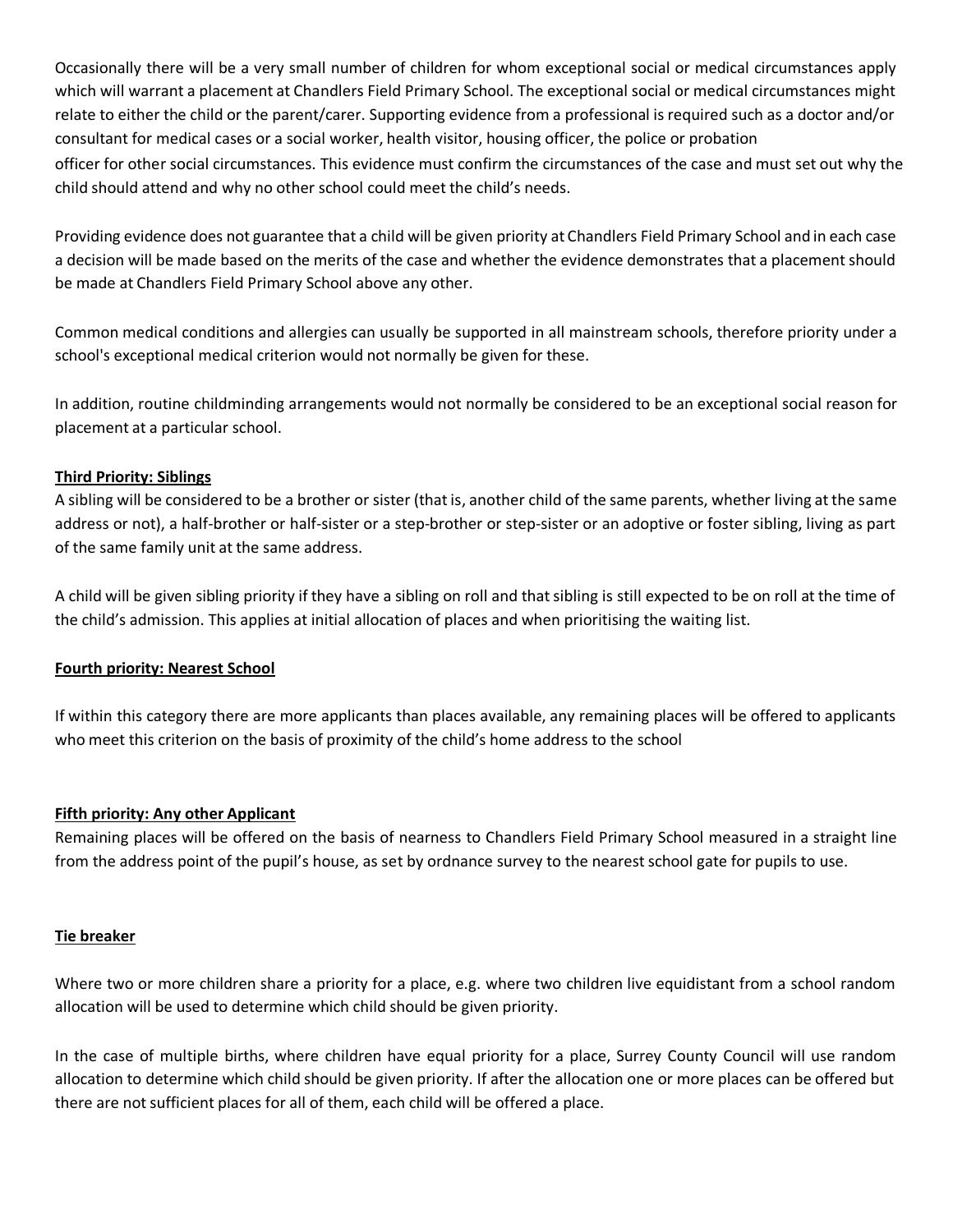Occasionally there will be a very small number of children for whom exceptional social or medical circumstances apply which will warrant a placement at Chandlers Field Primary School. The exceptional social or medical circumstances might relate to either the child or the parent/carer. Supporting evidence from a professional is required such as a doctor and/or consultant for medical cases or a social worker, health visitor, housing officer, the police or probation officer for other social circumstances. This evidence must confirm the circumstances of the case and must set out why the child should attend and why no other school could meet the child's needs.

Providing evidence does not guarantee that a child will be given priority at Chandlers Field Primary School and in each case a decision will be made based on the merits of the case and whether the evidence demonstrates that a placement should be made at Chandlers Field Primary School above any other.

Common medical conditions and allergies can usually be supported in all mainstream schools, therefore priority under a school's exceptional medical criterion would not normally be given for these.

In addition, routine childminding arrangements would not normally be considered to be an exceptional social reason for placement at a particular school.

**Third Priority: Siblings**

A sibling will be considered to be a brother or sister (that is, another child of the same parents, whether living at the same address or not), a half-brother or half-sister or a step-brother or step-sister or an adoptive or foster sibling, living as part of the same family unit at the same address.

A child will be given sibling priority if they have a sibling on roll and that sibling is still expected to be on roll at the time of the child's admission. This applies at initial allocation of places and when prioritising the waiting list.

**Fourth priority: Nearest School**

If within this category there are more applicants than places available, any remaining places will be offered to applicants who meet this criterion on the basis of proximity of the child's home address to the school

**Fifth priority: Any other Applicant**

Remaining places will be offered on the basis of nearness to Chandlers Field Primary School measured in a straight line from the address point of the pupil's house, as set by ordnance survey to the nearest school gate for pupils to use.

**Tie breaker**

Where two or more children share a priority for a place, e.g. where two children live equidistant from a school random allocation will be used to determine which child should be given priority.

In the case of multiple births, where children have equal priority for a place, Surrey County Council will use random allocation to determine which child should be given priority. If after the allocation one or more places can be offered but there are not sufficient places for all of them, each child will be offered a place.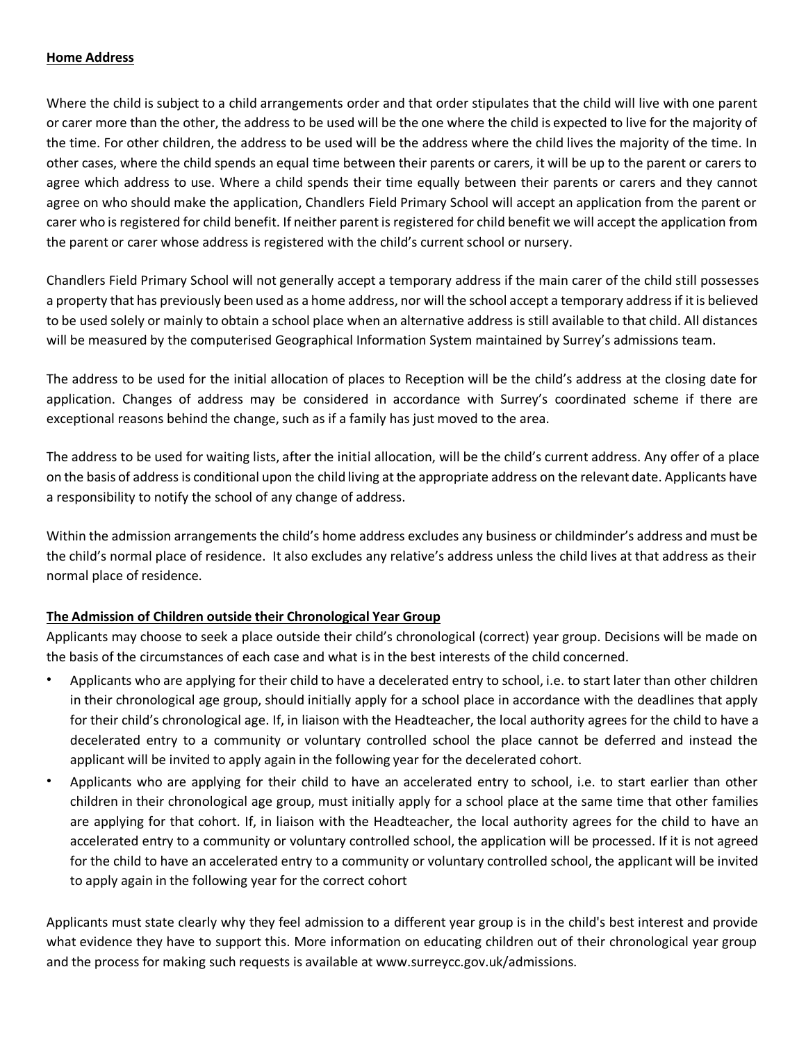**Home Address**

Where the child is subject to a child arrangements order and that order stipulates that the child will live with one parent or carer more than the other, the address to be used will be the one where the child is expected to live for the majority of the time. For other children, the address to be used will be the address where the child lives the majority of the time. In other cases, where the child spends an equal time between their parents or carers, it will be up to the parent or carers to agree which address to use. Where a child spends their time equally between their parents or carers and they cannot agree on who should make the application, Chandlers Field Primary School will accept an application from the parent or carer who is registered for child benefit. If neither parent is registered for child benefit we will accept the application from the parent or carer whose address is registered with the child's current school or nursery.

Chandlers Field Primary School will not generally accept a temporary address if the main carer of the child still possesses a property that has previously been used as a home address, nor will the school accept a temporary address if it is believed to be used solely or mainly to obtain a school place when an alternative address is still available to that child. All distances will be measured by the computerised Geographical Information System maintained by Surrey's admissions team.

The address to be used for the initial allocation of places to Reception will be the child's address at the closing date for application. Changes of address may be considered in accordance with Surrey's coordinated scheme if there are exceptional reasons behind the change, such as if a family has just moved to the area.

The address to be used for waiting lists, after the initial allocation, will be the child's current address. Any offer of a place on the basis of address is conditional upon the child living at the appropriate address on the relevant date. Applicants have a responsibility to notify the school of any change of address.

Within the admission arrangements the child's home address excludes any business or childminder's address and must be the child's normal place of residence. It also excludes any relative's address unless the child lives at that address as their normal place of residence.

**The Admission of Children outside their Chronological Year Group**

Applicants may choose to seek a place outside their child's chronological (correct) year group. Decisions will be made on the basis of the circumstances of each case and what is in the best interests of the child concerned.

- Applicants who are applying for their child to have a decelerated entry to school, i.e. to start later than other children in their chronological age group, should initially apply for a school place in accordance with the deadlines that apply for their child's chronological age. If, in liaison with the Headteacher, the local authority agrees for the child to have a decelerated entry to a community or voluntary controlled school the place cannot be deferred and instead the applicant will be invited to apply again in the following year for the decelerated cohort.
- Applicants who are applying for their child to have an accelerated entry to school, i.e. to start earlier than other children in their chronological age group, must initially apply for a school place at the same time that other families are applying for that cohort. If, in liaison with the Headteacher, the local authority agrees for the child to have an accelerated entry to a community or voluntary controlled school, the application will be processed. If it is not agreed for the child to have an accelerated entry to a community or voluntary controlled school, the applicant will be invited to apply again in the following year for the correct cohort

Applicants must state clearly why they feel admission to a different year group is in the child's best interest and provide what evidence they have to support this. More information on educating children out of their chronological year group and the process for making such requests is available at www.surreycc.gov.uk/admissions.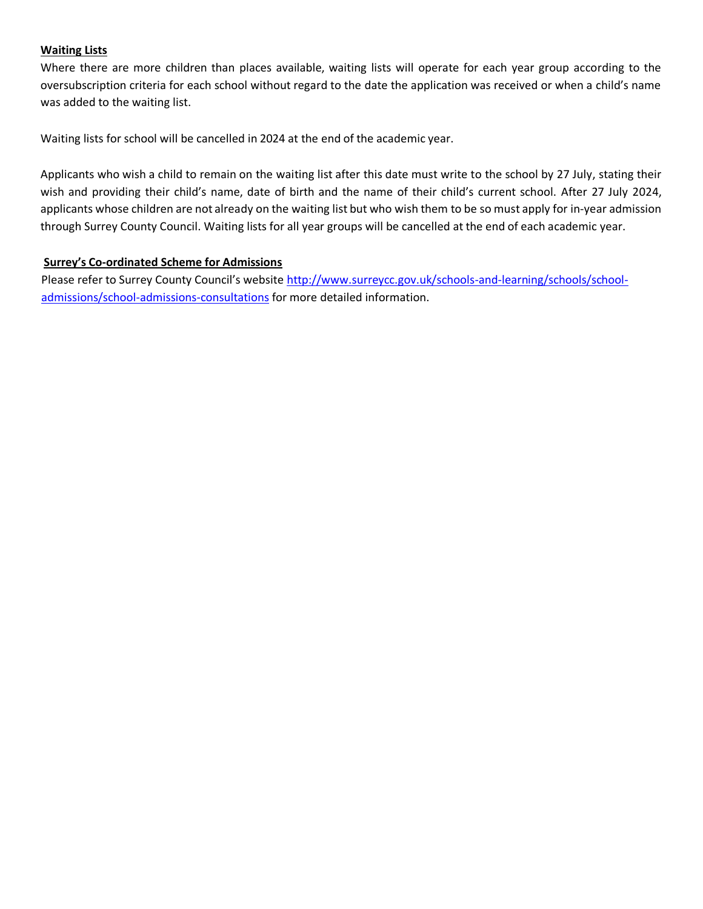**Waiting Lists**

Where there are more children than places available, waiting lists will operate for each year group according to the oversubscription criteria for each school without regard to the date the application was received or when a child's name was added to the waiting list.

Waiting lists for school will be cancelled in 2024 at the end of the academic year.

Applicants who wish a child to remain on the waiting list after this date must write to the school by 27 July, stating their wish and providing their child's name, date of birth and the name of their child's current school. After 27 July 2024, applicants whose children are not already on the waiting list but who wish them to be so must apply for in-year admission through Surrey County Council. Waiting lists for all year groups will be cancelled at the end of each academic year.

**Surrey's Co-ordinated Scheme for Admissions**

Please refer to Surrey County Council's website [http://www.surreycc.gov.uk/schools-and-learning/schools/school-admissions/school-admissions-consultations](http://www.surreycc.gov.uk/schools-and-learning/schools/school-admissions/school-admissions-consultations) for more detailed information.